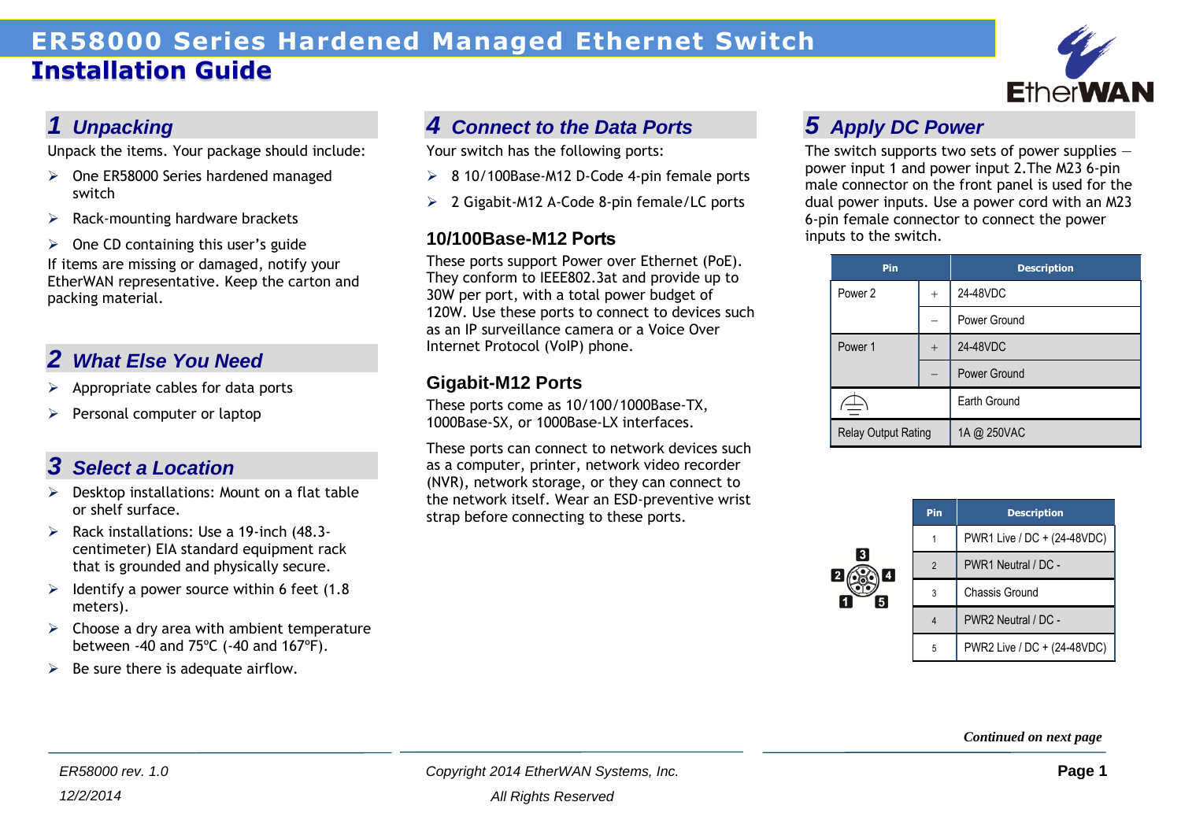# ER58000 Series Hardened Managed Ethernet Switch

## Installation Guide

EtherWAN

## 1 Unpacking

Unpack the items. Your package should include:

- One ER58000 Series hardened managed switch
- Rack-mounting hardware brackets
- One CD containing this user's guide

If items are missing or damaged, notify your EtherWAN representative. Keep the carton and packing material.

## 2 What Else You Need

- Appropriate cables for data ports
- Personal computer or laptop

## 3 Select a Location

- Desktop installations: Mount on a flat table or shelf surface.
- Rack installations: Use a 19-inch (48.3-centimeter) EIA standard equipment rack that is grounded and physically secure.
- Identify a power source within 6 feet (1.8 meters).
- Choose a dry area with ambient temperature between -40 and 75ºC (-40 and 167ºF).
- Be sure there is adequate airflow.

## 4 Connect to the Data Ports

Your switch has the following ports:

- 8 10/100Base-M12 D-Code 4-pin female ports
- 2 Gigabit-M12 A-Code 8-pin female/LC ports

### 10/100Base-M12 Ports

These ports support Power over Ethernet (PoE). They conform to IEEE802.3at and provide up to 30W per port, with a total power budget of 120W. Use these ports to connect to devices such as an IP surveillance camera or a Voice Over Internet Protocol (VoIP) phone.

### Gigabit-M12 Ports

These ports come as 10/100/1000Base-TX, 1000Base-SX, or 1000Base-LX interfaces.

These ports can connect to network devices such as a computer, printer, network video recorder (NVR), network storage, or they can connect to the network itself. Wear an ESD-preventive wrist strap before connecting to these ports.

## 5 Apply DC Power

The switch supports two sets of power supplies — power input 1 and power input 2.The M23 6-pin male connector on the front panel is used for the dual power inputs. Use a power cord with an M23 6-pin female connector to connect the power inputs to the switch.

| Pin | | Description |
|---|---|---|
| Power 2 | + | 24-48VDC |
| | – | Power Ground |
| Power 1 | + | 24-48VDC |
| | – | Power Ground |
| ⏚ | | Earth Ground |
| Relay Output Rating | | 1A @ 250VAC |

| Pin | Description |
|---|---|
| 1 | PWR1 Live / DC + (24-48VDC) |
| 2 | PWR1 Neutral / DC - |
| 3 | Chassis Ground |
| 4 | PWR2 Neutral / DC - |
| 5 | PWR2 Live / DC + (24-48VDC) |

***Continued on next page***

*ER58000 rev. 1.0*
*12/2/2014*

*Copyright 2014 EtherWAN Systems, Inc.*
*All Rights Reserved*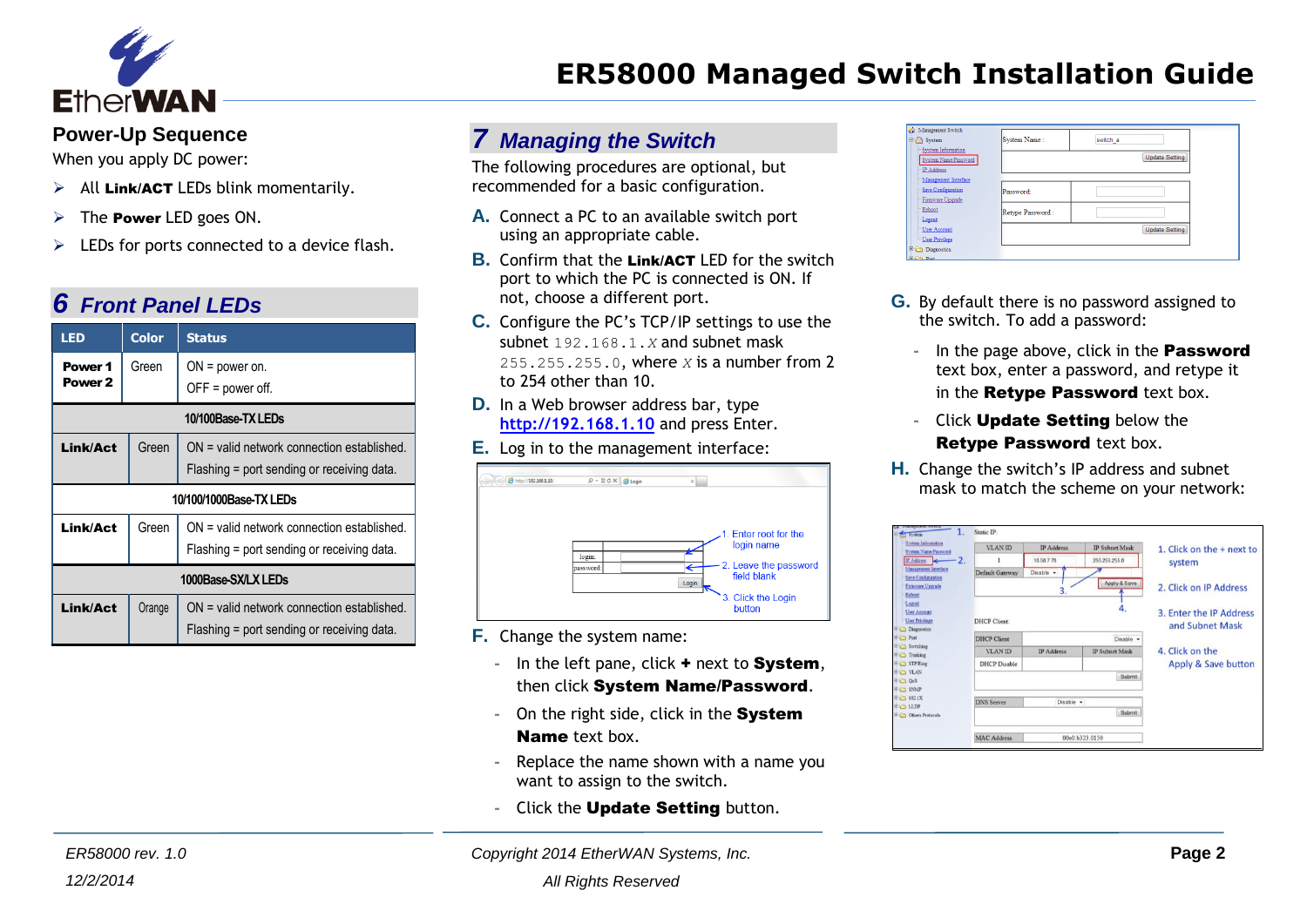# ER58000 Managed Switch Installation Guide

## Power-Up Sequence

When you apply DC power:

- All **Link/ACT** LEDs blink momentarily.
- The **Power** LED goes ON.
- LEDs for ports connected to a device flash.

## 6 Front Panel LEDs

| LED | Color | Status |
|---|---|---|
| **Power 1** **Power 2** | Green | ON = power on. OFF = power off. |
| **10/100Base-TX LEDs** | | |
| **Link/Act** | Green | ON = valid network connection established. Flashing = port sending or receiving data. |
| **10/100/1000Base-TX LEDs** | | |
| **Link/Act** | Green | ON = valid network connection established. Flashing = port sending or receiving data. |
| **1000Base-SX/LX LEDs** | | |
| **Link/Act** | Orange | ON = valid network connection established. Flashing = port sending or receiving data. |

## 7 Managing the Switch

The following procedures are optional, but recommended for a basic configuration.

**A.** Connect a PC to an available switch port using an appropriate cable.

**B.** Confirm that the **Link/ACT** LED for the switch port to which the PC is connected is ON. If not, choose a different port.

**C.** Configure the PC's TCP/IP settings to use the subnet `192.168.1.x` and subnet mask `255.255.255.0`, where *x* is a number from 2 to 254 other than 10.

**D.** In a Web browser address bar, type http://192.168.1.10 and press Enter.

**E.** Log in to the management interface:

1. Enter root for the login name
2. Leave the password field blank
3. Click the Login button

**F.** Change the system name:

- In the left pane, click **+** next to **System**, then click **System Name/Password**.
- On the right side, click in the **System Name** text box.
- Replace the name shown with a name you want to assign to the switch.
- Click the **Update Setting** button.

**G.** By default there is no password assigned to the switch. To add a password:

- In the page above, click in the **Password** text box, enter a password, and retype it in the **Retype Password** text box.
- Click **Update Setting** below the **Retype Password** text box.

**H.** Change the switch's IP address and subnet mask to match the scheme on your network:

1. Click on the + next to system
2. Click on IP Address
3. Enter the IP Address and Subnet Mask
4. Click on the Apply & Save button